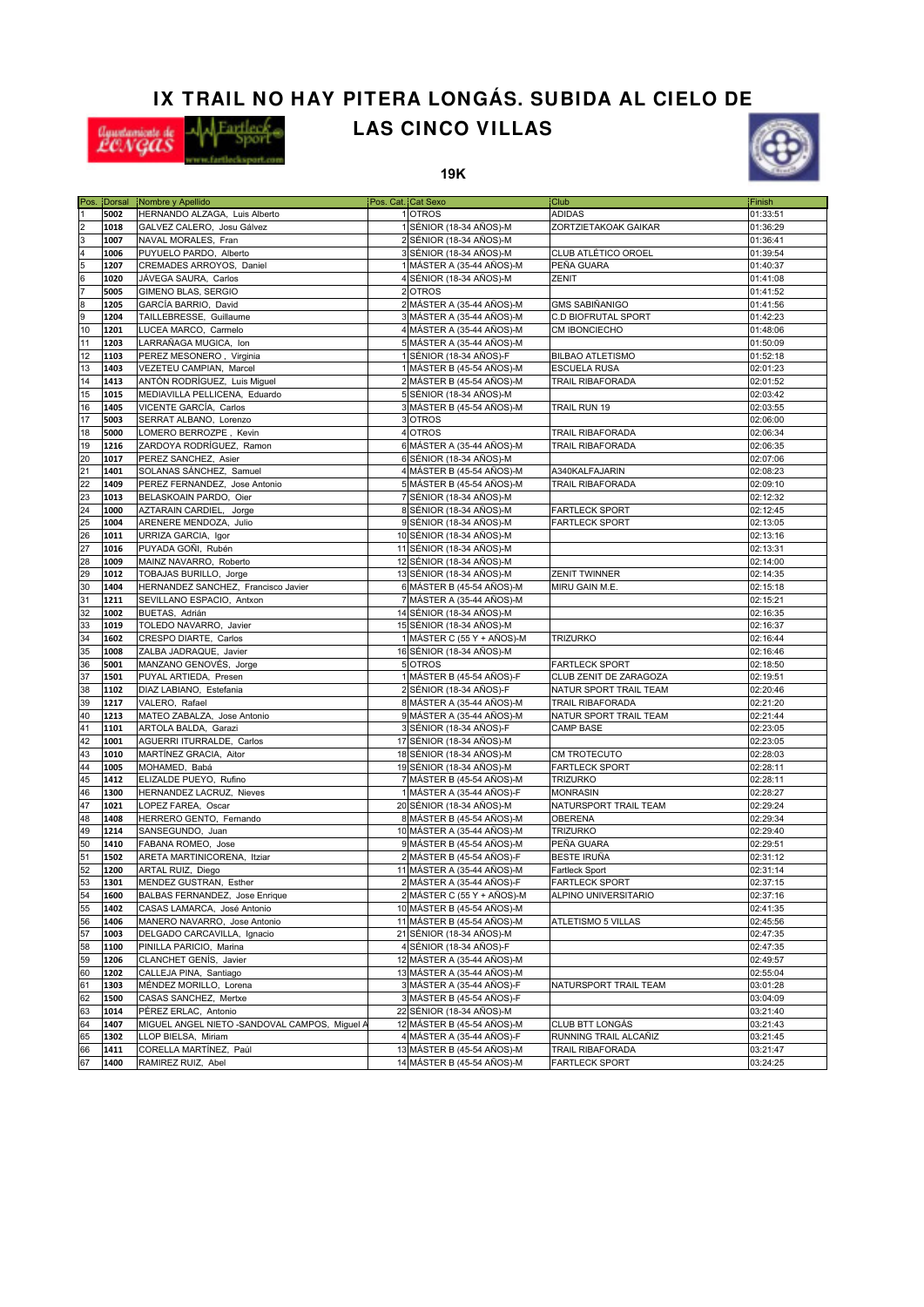# IX TRAIL NO HAY PITERA LONGÁS. SUBIDA AL CIELO DE LAS CINCO VILLAS

## 19K

| Pos. | Dorsal | Nombre y Apellido | Pos. Cat. | Cat Sexo | Club | Finish |
|---|---|---|---|---|---|---|
| 1 | 5002 | HERNANDO ALZAGA, Luis Alberto | 1 | OTROS | ADIDAS | 01:33:51 |
| 2 | 1018 | GALVEZ CALERO, Josu Gálvez | 1 | SÉNIOR (18-34 AÑOS)-M | ZORTZIETAKOAK GAIKAR | 01:36:29 |
| 3 | 1007 | NAVAL MORALES, Fran | 2 | SÉNIOR (18-34 AÑOS)-M | | 01:36:41 |
| 4 | 1006 | PUYUELO PARDO, Alberto | 3 | SÉNIOR (18-34 AÑOS)-M | CLUB ATLÉTICO OROEL | 01:39:54 |
| 5 | 1207 | CREMADES ARROYOS, Daniel | 1 | MÁSTER A (35-44 AÑOS)-M | PEÑA GUARA | 01:40:37 |
| 6 | 1020 | JÁVEGA SAURA, Carlos | 4 | SÉNIOR (18-34 AÑOS)-M | ZENIT | 01:41:08 |
| 7 | 5005 | GIMENO BLAS, SERGIO | 2 | OTROS | | 01:41:52 |
| 8 | 1205 | GARCÍA BARRIO, David | 2 | MÁSTER A (35-44 AÑOS)-M | GMS SABIÑANIGO | 01:41:56 |
| 9 | 1204 | TAILLEBRESSE, Guillaume | 3 | MÁSTER A (35-44 AÑOS)-M | C.D BIOFRUTAL SPORT | 01:42:23 |
| 10 | 1201 | LUCEA MARCO, Carmelo | 4 | MÁSTER A (35-44 AÑOS)-M | CM IBONCIECHO | 01:48:06 |
| 11 | 1203 | LARRAÑAGA MUGICA, Ion | 5 | MÁSTER A (35-44 AÑOS)-M | | 01:50:09 |
| 12 | 1103 | PEREZ MESONERO , Virginia | 1 | SÉNIOR (18-34 AÑOS)-F | BILBAO ATLETISMO | 01:52:18 |
| 13 | 1403 | VEZETEU CAMPIAN, Marcel | 1 | MÁSTER B (45-54 AÑOS)-M | ESCUELA RUSA | 02:01:23 |
| 14 | 1413 | ANTÓN RODRÍGUEZ, Luis Miguel | 2 | MÁSTER B (45-54 AÑOS)-M | TRAIL RIBAFORADA | 02:01:52 |
| 15 | 1015 | MEDIAVILLA PELLICENA, Eduardo | 5 | SÉNIOR (18-34 AÑOS)-M | | 02:03:42 |
| 16 | 1405 | VICENTE GARCÍA, Carlos | 3 | MÁSTER B (45-54 AÑOS)-M | TRAIL RUN 19 | 02:03:55 |
| 17 | 5003 | SERRAT ALBANO, Lorenzo | 3 | OTROS | | 02:06:00 |
| 18 | 5000 | LOMERO BERROZPE , Kevin | 4 | OTROS | TRAIL RIBAFORADA | 02:06:34 |
| 19 | 1216 | ZARDOYA RODRÍGUEZ, Ramon | 6 | MÁSTER A (35-44 AÑOS)-M | TRAIL RIBAFORADA | 02:06:35 |
| 20 | 1017 | PEREZ SANCHEZ, Asier | 6 | SÉNIOR (18-34 AÑOS)-M | | 02:07:06 |
| 21 | 1401 | SOLANAS SÁNCHEZ, Samuel | 4 | MÁSTER B (45-54 AÑOS)-M | A340KALFAJARIN | 02:08:23 |
| 22 | 1409 | PEREZ FERNANDEZ, Jose Antonio | 5 | MÁSTER B (45-54 AÑOS)-M | TRAIL RIBAFORADA | 02:09:10 |
| 23 | 1013 | BELASKOAIN PARDO, Oier | 7 | SÉNIOR (18-34 AÑOS)-M | | 02:12:32 |
| 24 | 1000 | AZTARAIN CARDIEL, Jorge | 8 | SÉNIOR (18-34 AÑOS)-M | FARTLECK SPORT | 02:12:45 |
| 25 | 1004 | ARENERE MENDOZA, Julio | 9 | SÉNIOR (18-34 AÑOS)-M | FARTLECK SPORT | 02:13:05 |
| 26 | 1011 | URRIZA GARCIA, Igor | 10 | SÉNIOR (18-34 AÑOS)-M | | 02:13:16 |
| 27 | 1016 | PUYADA GOÑI, Rubén | 11 | SÉNIOR (18-34 AÑOS)-M | | 02:13:31 |
| 28 | 1009 | MAINZ NAVARRO, Roberto | 12 | SÉNIOR (18-34 AÑOS)-M | | 02:14:00 |
| 29 | 1012 | TOBAJAS BURILLO, Jorge | 13 | SÉNIOR (18-34 AÑOS)-M | ZENIT TWINNER | 02:14:35 |
| 30 | 1404 | HERNANDEZ SANCHEZ, Francisco Javier | 6 | MÁSTER B (45-54 AÑOS)-M | MIRU GAIN M.E. | 02:15:18 |
| 31 | 1211 | SEVILLANO ESPACIO, Antxon | 7 | MÁSTER A (35-44 AÑOS)-M | | 02:15:21 |
| 32 | 1002 | BUETAS, Adrián | 14 | SÉNIOR (18-34 AÑOS)-M | | 02:16:35 |
| 33 | 1019 | TOLEDO NAVARRO, Javier | 15 | SÉNIOR (18-34 AÑOS)-M | | 02:16:37 |
| 34 | 1602 | CRESPO DIARTE, Carlos | 1 | MÁSTER C (55 Y + AÑOS)-M | TRIZURKO | 02:16:44 |
| 35 | 1008 | ZALBA JADRAQUE, Javier | 16 | SÉNIOR (18-34 AÑOS)-M | | 02:16:46 |
| 36 | 5001 | MANZANO GENOVÉS, Jorge | 5 | OTROS | FARTLECK SPORT | 02:18:50 |
| 37 | 1501 | PUYAL ARTIEDA, Presen | 1 | MÁSTER B (45-54 AÑOS)-F | CLUB ZENIT DE ZARAGOZA | 02:19:51 |
| 38 | 1102 | DIAZ LABIANO, Estefania | 2 | SÉNIOR (18-34 AÑOS)-F | NATUR SPORT TRAIL TEAM | 02:20:46 |
| 39 | 1217 | VALERO, Rafael | 8 | MÁSTER A (35-44 AÑOS)-M | TRAIL RIBAFORADA | 02:21:20 |
| 40 | 1213 | MATEO ZABALZA, Jose Antonio | 9 | MÁSTER A (35-44 AÑOS)-M | NATUR SPORT TRAIL TEAM | 02:21:44 |
| 41 | 1101 | ARTOLA BALDA, Garazi | 3 | SÉNIOR (18-34 AÑOS)-F | CAMP BASE | 02:23:05 |
| 42 | 1001 | AGUERRI ITURRALDE, Carlos | 17 | SÉNIOR (18-34 AÑOS)-M | | 02:23:05 |
| 43 | 1010 | MARTÍNEZ GRACIA, Aitor | 18 | SÉNIOR (18-34 AÑOS)-M | CM TROTECUTO | 02:28:03 |
| 44 | 1005 | MOHAMED, Babá | 19 | SÉNIOR (18-34 AÑOS)-M | FARTLECK SPORT | 02:28:11 |
| 45 | 1412 | ELIZALDE PUEYO, Rufino | 7 | MÁSTER B (45-54 AÑOS)-M | TRIZURKO | 02:28:11 |
| 46 | 1300 | HERNANDEZ LACRUZ, Nieves | 1 | MÁSTER A (35-44 AÑOS)-F | MONRASIN | 02:28:27 |
| 47 | 1021 | LOPEZ FAREA, Oscar | 20 | SÉNIOR (18-34 AÑOS)-M | NATURSPORT TRAIL TEAM | 02:29:24 |
| 48 | 1408 | HERRERO GENTO, Fernando | 8 | MÁSTER B (45-54 AÑOS)-M | OBERENA | 02:29:34 |
| 49 | 1214 | SANSEGUNDO, Juan | 10 | MÁSTER A (35-44 AÑOS)-M | TRIZURKO | 02:29:40 |
| 50 | 1410 | FABANA ROMEO, Jose | 9 | MÁSTER B (45-54 AÑOS)-M | PEÑA GUARA | 02:29:51 |
| 51 | 1502 | ARETA MARTINICORENA, Itziar | 2 | MÁSTER B (45-54 AÑOS)-F | BESTE IRUÑA | 02:31:12 |
| 52 | 1200 | ARTAL RUIZ, Diego | 11 | MÁSTER A (35-44 AÑOS)-M | Fartleck Sport | 02:31:14 |
| 53 | 1301 | MENDEZ GUSTRAN, Esther | 2 | MÁSTER A (35-44 AÑOS)-F | FARTLECK SPORT | 02:37:15 |
| 54 | 1600 | BALBAS FERNANDEZ, Jose Enrique | 2 | MÁSTER C (55 Y + AÑOS)-M | ALPINO UNIVERSITARIO | 02:37:16 |
| 55 | 1402 | CASAS LAMARCA, José Antonio | 10 | MÁSTER B (45-54 AÑOS)-M | | 02:41:35 |
| 56 | 1406 | MANERO NAVARRO, Jose Antonio | 11 | MÁSTER B (45-54 AÑOS)-M | ATLETISMO 5 VILLAS | 02:45:56 |
| 57 | 1003 | DELGADO CARCAVILLA, Ignacio | 21 | SÉNIOR (18-34 AÑOS)-M | | 02:47:35 |
| 58 | 1100 | PINILLA PARICIO, Marina | 4 | SÉNIOR (18-34 AÑOS)-F | | 02:47:35 |
| 59 | 1206 | CLANCHET GENÍS, Javier | 12 | MÁSTER A (35-44 AÑOS)-M | | 02:49:57 |
| 60 | 1202 | CALLEJA PINA, Santiago | 13 | MÁSTER A (35-44 AÑOS)-M | | 02:55:04 |
| 61 | 1303 | MÉNDEZ MORILLO, Lorena | 3 | MÁSTER A (35-44 AÑOS)-F | NATURSPORT TRAIL TEAM | 03:01:28 |
| 62 | 1500 | CASAS SANCHEZ, Mertxe | 3 | MÁSTER B (45-54 AÑOS)-F | | 03:04:09 |
| 63 | 1014 | PÉREZ ERLAC, Antonio | 22 | SÉNIOR (18-34 AÑOS)-M | | 03:21:40 |
| 64 | 1407 | MIGUEL ANGEL NIETO -SANDOVAL CAMPOS, Miguel A | 12 | MÁSTER B (45-54 AÑOS)-M | CLUB BTT LONGÁS | 03:21:43 |
| 65 | 1302 | LLOP BIELSA, Miriam | 4 | MÁSTER A (35-44 AÑOS)-F | RUNNING TRAIL ALCAÑIZ | 03:21:45 |
| 66 | 1411 | CORELLA MARTÍNEZ, Paúl | 13 | MÁSTER B (45-54 AÑOS)-M | TRAIL RIBAFORADA | 03:21:47 |
| 67 | 1400 | RAMIREZ RUIZ, Abel | 14 | MÁSTER B (45-54 AÑOS)-M | FARTLECK SPORT | 03:24:25 |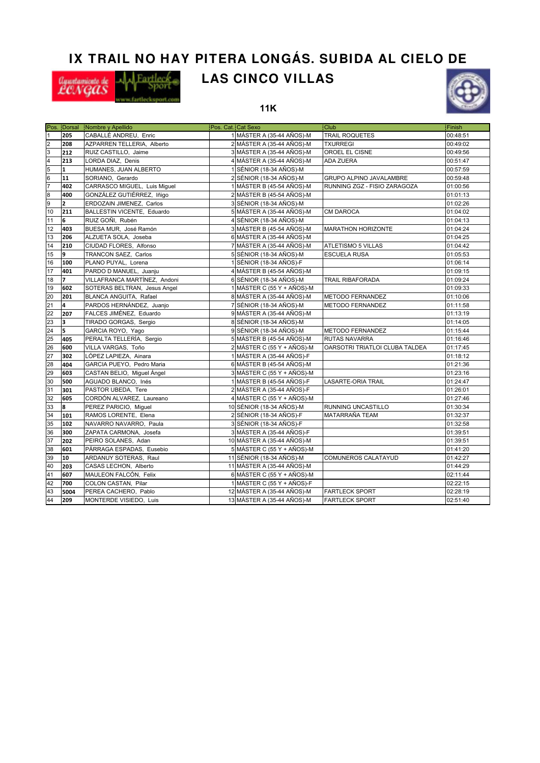# IX TRAIL NO HAY PITERA LONGÁS. SUBIDA AL CIELO DE LAS CINCO VILLAS

### 11K

| Pos. | Dorsal | Nombre y Apellido | Pos. Cat. | Cat Sexo | Club | Finish |
|---|---|---|---|---|---|---|
| 1 | 205 | CABALLÉ ANDREU, Enric | 1 | MÁSTER A (35-44 AÑOS)-M | TRAIL ROQUETES | 00:48:51 |
| 2 | 208 | AZPARREN TELLERIA, Alberto | 2 | MÁSTER A (35-44 AÑOS)-M | TXURREGI | 00:49:02 |
| 3 | 212 | RUIZ CASTILLO, Jaime | 3 | MÁSTER A (35-44 AÑOS)-M | OROEL EL CISNE | 00:49:56 |
| 4 | 213 | LORDA DIAZ, Denis | 4 | MÁSTER A (35-44 AÑOS)-M | ADA ZUERA | 00:51:47 |
| 5 | 1 | HUMANES, JUAN ALBERTO | 1 | SÉNIOR (18-34 AÑOS)-M | | 00:57:59 |
| 6 | 11 | SORIANO, Gerardo | 2 | SÉNIOR (18-34 AÑOS)-M | GRUPO ALPINO JAVALAMBRE | 00:59:48 |
| 7 | 402 | CARRASCO MIGUEL, Luis Miguel | 1 | MÁSTER B (45-54 AÑOS)-M | RUNNING ZGZ - FISIO ZARAGOZA | 01:00:56 |
| 8 | 400 | GONZÁLEZ GUTIÉRREZ, Iñigo | 2 | MÁSTER B (45-54 AÑOS)-M | | 01:01:13 |
| 9 | 2 | ERDOZAIN JIMENEZ, Carlos | 3 | SÉNIOR (18-34 AÑOS)-M | | 01:02:26 |
| 10 | 211 | BALLESTIN VICENTE, Eduardo | 5 | MÁSTER A (35-44 AÑOS)-M | CM DAROCA | 01:04:02 |
| 11 | 6 | RUIZ GOÑI, Rubén | 4 | SÉNIOR (18-34 AÑOS)-M | | 01:04:13 |
| 12 | 403 | BUESA MUR, José Ramón | 3 | MÁSTER B (45-54 AÑOS)-M | MARATHON HORIZONTE | 01:04:24 |
| 13 | 206 | ALZUETA SOLA, Joseba | 6 | MÁSTER A (35-44 AÑOS)-M | | 01:04:25 |
| 14 | 210 | CIUDAD FLORES, Alfonso | 7 | MÁSTER A (35-44 AÑOS)-M | ATLETISMO 5 VILLAS | 01:04:42 |
| 15 | 9 | TRANCON SAEZ, Carlos | 5 | SÉNIOR (18-34 AÑOS)-M | ESCUELA RUSA | 01:05:53 |
| 16 | 100 | PLANO PUYAL, Lorena | 1 | SÉNIOR (18-34 AÑOS)-F | | 01:06:14 |
| 17 | 401 | PARDO D MANUEL, Juanju | 4 | MÁSTER B (45-54 AÑOS)-M | | 01:09:15 |
| 18 | 7 | VILLAFRANCA MARTÍNEZ, Andoni | 6 | SÉNIOR (18-34 AÑOS)-M | TRAIL RIBAFORADA | 01:09:24 |
| 19 | 602 | SOTERAS BELTRAN, Jesus Angel | 1 | MÁSTER C (55 Y + AÑOS)-M | | 01:09:33 |
| 20 | 201 | BLANCA ANGUITA, Rafael | 8 | MÁSTER A (35-44 AÑOS)-M | METODO FERNANDEZ | 01:10:06 |
| 21 | 4 | PARDOS HERNÁNDEZ, Juanjo | 7 | SÉNIOR (18-34 AÑOS)-M | METODO FERNANDEZ | 01:11:58 |
| 22 | 207 | FALCES JIMÉNEZ, Eduardo | 9 | MÁSTER A (35-44 AÑOS)-M | | 01:13:19 |
| 23 | 3 | TIRADO GORGAS, Sergio | 8 | SÉNIOR (18-34 AÑOS)-M | | 01:14:05 |
| 24 | 5 | GARCIA ROYO, Yago | 9 | SÉNIOR (18-34 AÑOS)-M | METODO FERNANDEZ | 01:15:44 |
| 25 | 405 | PERALTA TELLERÍA, Sergio | 5 | MÁSTER B (45-54 AÑOS)-M | RUTAS NAVARRA | 01:16:46 |
| 26 | 600 | VILLA VARGAS, Toño | 2 | MÁSTER C (55 Y + AÑOS)-M | OARSOTRI TRIATLOI CLUBA TALDEA | 01:17:45 |
| 27 | 302 | LÓPEZ LAPIEZA, Ainara | 1 | MÁSTER A (35-44 AÑOS)-F | | 01:18:12 |
| 28 | 404 | GARCIA PUEYO, Pedro Maria | 6 | MÁSTER B (45-54 AÑOS)-M | | 01:21:36 |
| 29 | 603 | CASTAN BELIO, Miguel Ángel | 3 | MÁSTER C (55 Y + AÑOS)-M | | 01:23:16 |
| 30 | 500 | AGUADO BLANCO, Inés | 1 | MÁSTER B (45-54 AÑOS)-F | LASARTE-ORIA TRAIL | 01:24:47 |
| 31 | 301 | PASTOR UBEDA, Tere | 2 | MÁSTER A (35-44 AÑOS)-F | | 01:26:01 |
| 32 | 605 | CORDÓN ALVAREZ, Laureano | 4 | MÁSTER C (55 Y + AÑOS)-M | | 01:27:46 |
| 33 | 8 | PEREZ PARICIO, Miguel | 10 | SÉNIOR (18-34 AÑOS)-M | RUNNING UNCASTILLO | 01:30:34 |
| 34 | 101 | RAMOS LORENTE, Elena | 2 | SÉNIOR (18-34 AÑOS)-F | MATARRAÑA TEAM | 01:32:37 |
| 35 | 102 | NAVARRO NAVARRO, Paula | 3 | SÉNIOR (18-34 AÑOS)-F | | 01:32:58 |
| 36 | 300 | ZAPATA CARMONA, Josefa | 3 | MÁSTER A (35-44 AÑOS)-F | | 01:39:51 |
| 37 | 202 | PEIRO SOLANES, Adan | 10 | MÁSTER A (35-44 AÑOS)-M | | 01:39:51 |
| 38 | 601 | PÁRRAGA ESPADAS, Eusebio | 5 | MÁSTER C (55 Y + AÑOS)-M | | 01:41:20 |
| 39 | 10 | ARDANUY SOTERAS, Raul | 11 | SÉNIOR (18-34 AÑOS)-M | COMUNEROS CALATAYUD | 01:42:27 |
| 40 | 203 | CASAS LECHON, Alberto | 11 | MÁSTER A (35-44 AÑOS)-M | | 01:44:29 |
| 41 | 607 | MAULEON FALCÓN, Felix | 6 | MÁSTER C (55 Y + AÑOS)-M | | 02:11:44 |
| 42 | 700 | COLON CASTAN, Pilar | 1 | MÁSTER C (55 Y + AÑOS)-F | | 02:22:15 |
| 43 | 5004 | PEREA CACHERO, Pablo | 12 | MÁSTER A (35-44 AÑOS)-M | FARTLECK SPORT | 02:28:19 |
| 44 | 209 | MONTERDE VISIEDO, Luis | 13 | MÁSTER A (35-44 AÑOS)-M | FARTLECK SPORT | 02:51:40 |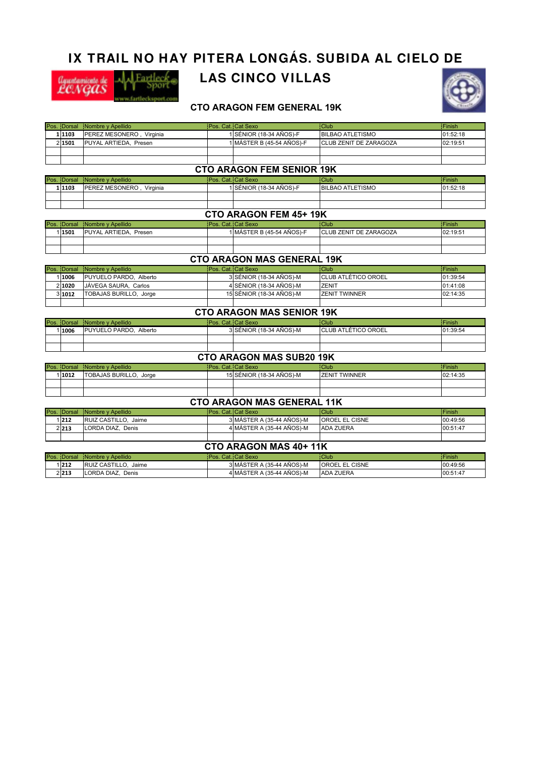# IX TRAIL NO HAY PITERA LONGÁS. SUBIDA AL CIELO DE LAS CINCO VILLAS

## CTO ARAGON FEM GENERAL 19K

| Pos. | Dorsal | Nombre y Apellido | Pos. Cat. | Cat Sexo | Club | Finish |
|---|---|---|---|---|---|---|
| 1 | 1103 | PEREZ MESONERO , Virginia | 1 | SÉNIOR (18-34 AÑOS)-F | BILBAO ATLETISMO | 01:52:18 |
| 2 | 1501 | PUYAL ARTIEDA, Presen | 1 | MÁSTER B (45-54 AÑOS)-F | CLUB ZENIT DE ZARAGOZA | 02:19:51 |
| | | | | | | |
| | | | | | | |

## CTO ARAGON FEM SENIOR 19K

| Pos. | Dorsal | Nombre y Apellido | Pos. Cat. | Cat Sexo | Club | Finish |
|---|---|---|---|---|---|---|
| 1 | 1103 | PEREZ MESONERO , Virginia | 1 | SÉNIOR (18-34 AÑOS)-F | BILBAO ATLETISMO | 01:52:18 |
| | | | | | | |
| | | | | | | |

## CTO ARAGON FEM 45+ 19K

| Pos. | Dorsal | Nombre y Apellido | Pos. Cat. | Cat Sexo | Club | Finish |
|---|---|---|---|---|---|---|
| 1 | 1501 | PUYAL ARTIEDA, Presen | 1 | MÁSTER B (45-54 AÑOS)-F | CLUB ZENIT DE ZARAGOZA | 02:19:51 |
| | | | | | | |
| | | | | | | |

## CTO ARAGON MAS GENERAL 19K

| Pos. | Dorsal | Nombre y Apellido | Pos. Cat. | Cat Sexo | Club | Finish |
|---|---|---|---|---|---|---|
| 1 | 1006 | PUYUELO PARDO, Alberto | 3 | SÉNIOR (18-34 AÑOS)-M | CLUB ATLÉTICO OROEL | 01:39:54 |
| 2 | 1020 | JÁVEGA SAURA, Carlos | 4 | SÉNIOR (18-34 AÑOS)-M | ZENIT | 01:41:08 |
| 3 | 1012 | TOBAJAS BURILLO, Jorge | 15 | SÉNIOR (18-34 AÑOS)-M | ZENIT TWINNER | 02:14:35 |
| | | | | | | |

## CTO ARAGON MAS SENIOR 19K

| Pos. | Dorsal | Nombre y Apellido | Pos. Cat. | Cat Sexo | Club | Finish |
|---|---|---|---|---|---|---|
| 1 | 1006 | PUYUELO PARDO, Alberto | 3 | SÉNIOR (18-34 AÑOS)-M | CLUB ATLÉTICO OROEL | 01:39:54 |
| | | | | | | |
| | | | | | | |

## CTO ARAGON MAS SUB20 19K

| Pos. | Dorsal | Nombre y Apellido | Pos. Cat. | Cat Sexo | Club | Finish |
|---|---|---|---|---|---|---|
| 1 | 1012 | TOBAJAS BURILLO, Jorge | 15 | SÉNIOR (18-34 AÑOS)-M | ZENIT TWINNER | 02:14:35 |
| | | | | | | |
| | | | | | | |

## CTO ARAGON MAS GENERAL 11K

| Pos. | Dorsal | Nombre y Apellido | Pos. Cat. | Cat Sexo | Club | Finish |
|---|---|---|---|---|---|---|
| 1 | 212 | RUIZ CASTILLO, Jaime | 3 | MÁSTER A (35-44 AÑOS)-M | OROEL EL CISNE | 00:49:56 |
| 2 | 213 | LORDA DIAZ, Denis | 4 | MÁSTER A (35-44 AÑOS)-M | ADA ZUERA | 00:51:47 |
| | | | | | | |

## CTO ARAGON MAS 40+ 11K

| Pos. | Dorsal | Nombre y Apellido | Pos. Cat. | Cat Sexo | Club | Finish |
|---|---|---|---|---|---|---|
| 1 | 212 | RUIZ CASTILLO, Jaime | 3 | MÁSTER A (35-44 AÑOS)-M | OROEL EL CISNE | 00:49:56 |
| 2 | 213 | LORDA DIAZ, Denis | 4 | MÁSTER A (35-44 AÑOS)-M | ADA ZUERA | 00:51:47 |